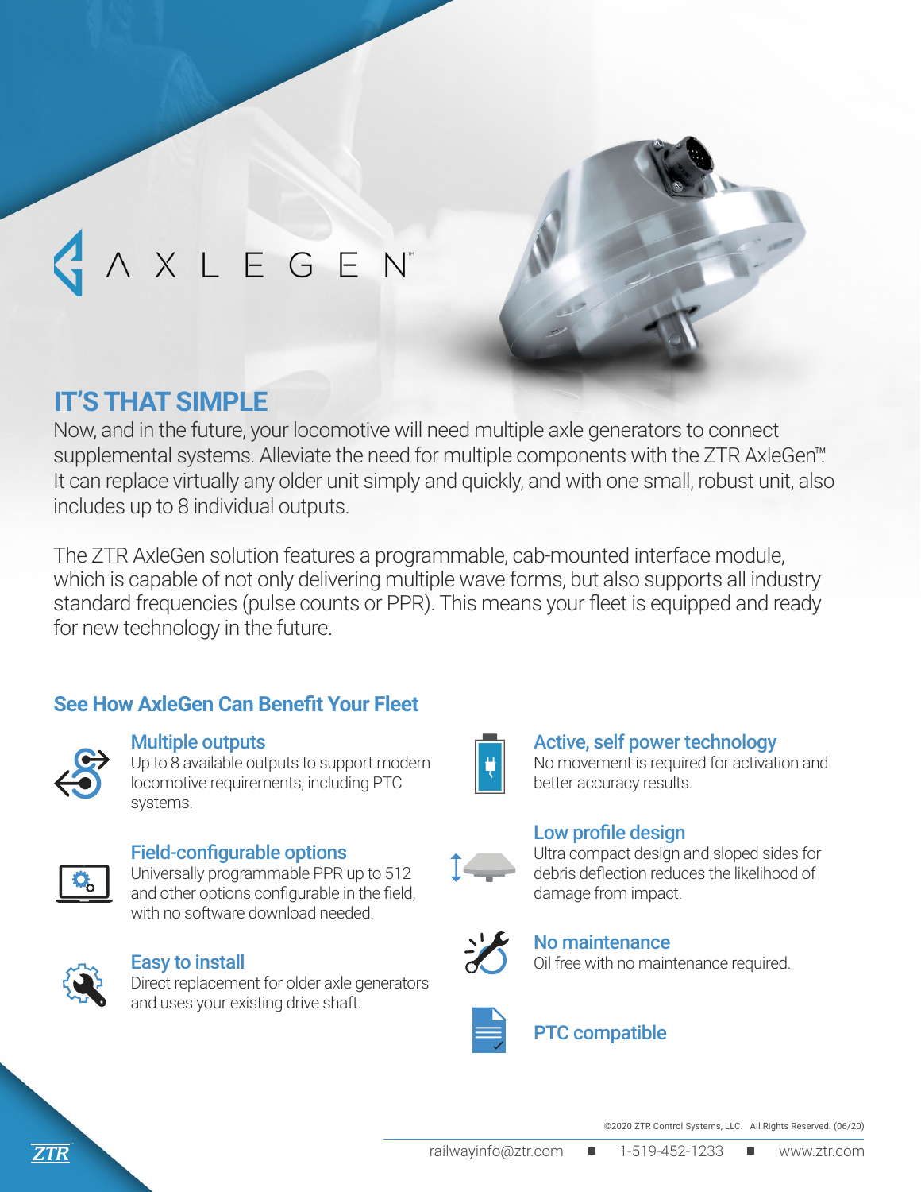# AXLEGEN™

## IT'S THAT SIMPLE

Now, and in the future, your locomotive will need multiple axle generators to connect supplemental systems. Alleviate the need for multiple components with the ZTR AxleGen™. It can replace virtually any older unit simply and quickly, and with one small, robust unit, also includes up to 8 individual outputs.

The ZTR AxleGen solution features a programmable, cab-mounted interface module, which is capable of not only delivering multiple wave forms, but also supports all industry standard frequencies (pulse counts or PPR). This means your fleet is equipped and ready for new technology in the future.

## See How AxleGen Can Benefit Your Fleet

### Multiple outputs

Up to 8 available outputs to support modern locomotive requirements, including PTC systems.

### Field-configurable options

Universally programmable PPR up to 512 and other options configurable in the field, with no software download needed.

### Easy to install

Direct replacement for older axle generators and uses your existing drive shaft.

### Active, self power technology

No movement is required for activation and better accuracy results.

### Low profile design

Ultra compact design and sloped sides for debris deflection reduces the likelihood of damage from impact.

### No maintenance

Oil free with no maintenance required.

### PTC compatible

©2020 ZTR Control Systems, LLC. All Rights Reserved. (06/20)

railwayinfo@ztr.com ■ 1-519-452-1233 ■ www.ztr.com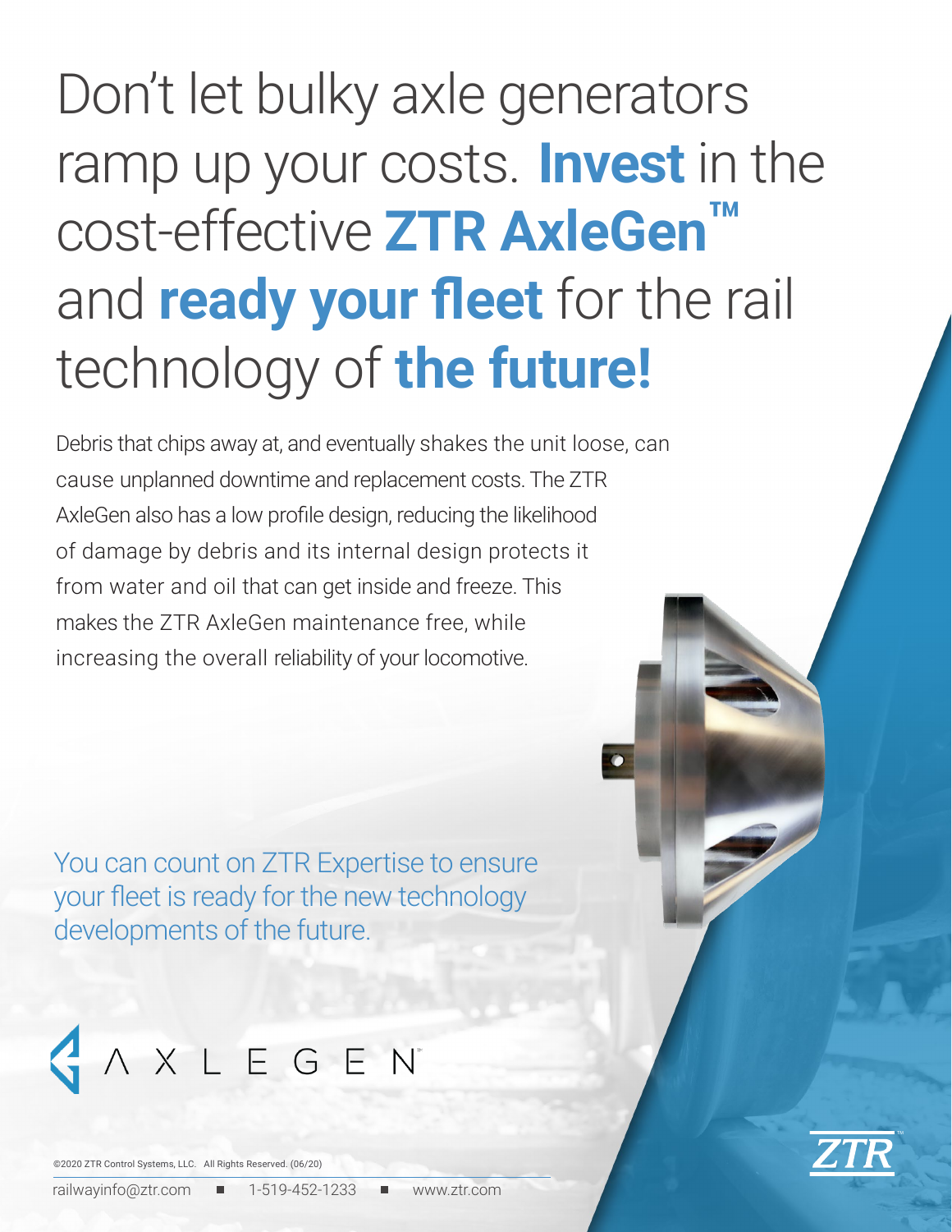# Don't let bulky axle generators ramp up your costs. **Invest** in the cost-effective **ZTR AxleGen™** and **ready your fleet** for the rail technology of **the future!**

Debris that chips away at, and eventually shakes the unit loose, can cause unplanned downtime and replacement costs. The ZTR AxleGen also has a low profile design, reducing the likelihood of damage by debris and its internal design protects it from water and oil that can get inside and freeze. This makes the ZTR AxleGen maintenance free, while increasing the overall reliability of your locomotive.

You can count on ZTR Expertise to ensure your fleet is ready for the new technology developments of the future.

AXLEGEN™

©2020 ZTR Control Systems, LLC. All Rights Reserved. (06/20)

railwayinfo@ztr.com ■ 1-519-452-1233 ■ www.ztr.com

ZTR™